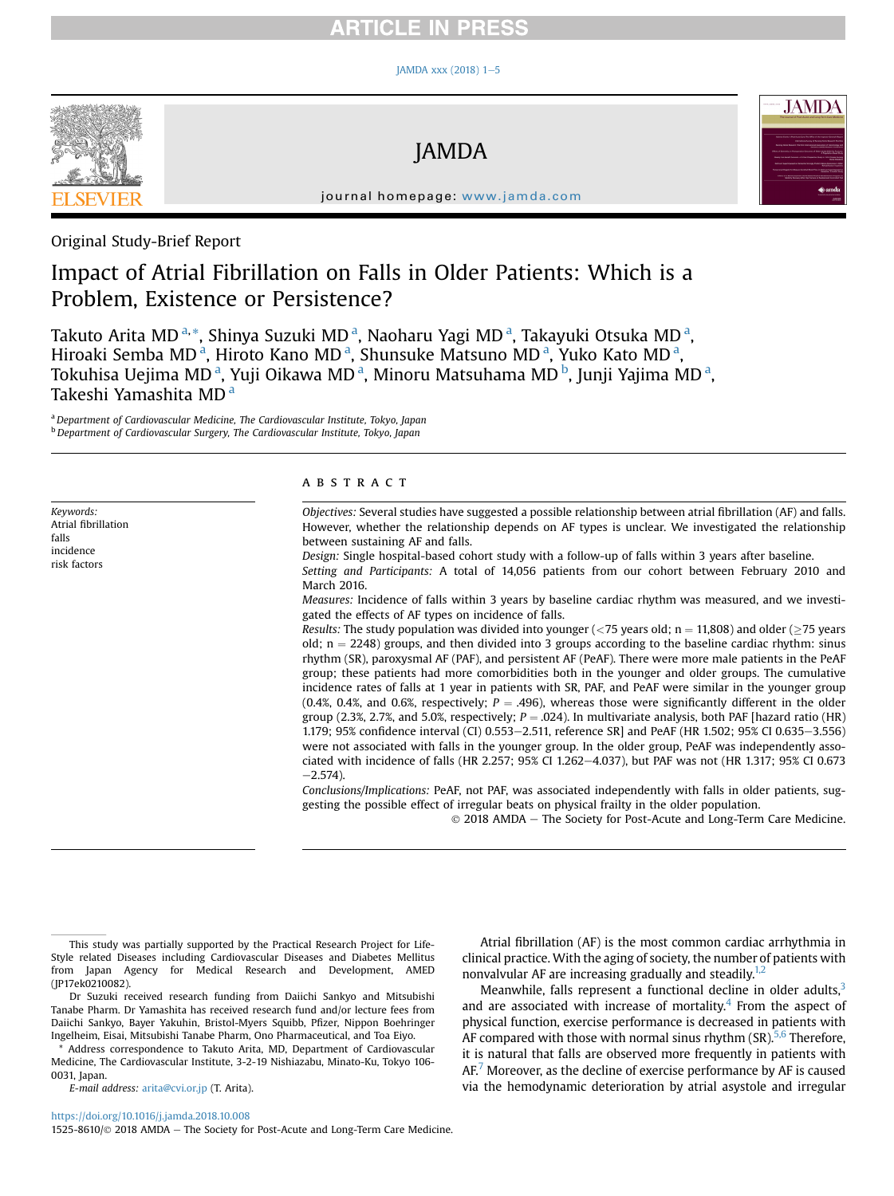Original Study-Brief Report

# Impact of Atrial Fibrillation on Falls in Older Patients: Which is a Problem, Existence or Persistence?

Takuto Arita MD [a,*], Shinya Suzuki MD [a], Naoharu Yagi MD [a], Takayuki Otsuka MD [a], Hiroaki Semba MD [a], Hiroto Kano MD [a], Shunsuke Matsuno MD [a], Yuko Kato MD [a], Tokuhisa Uejima MD [a], Yuji Oikawa MD [a], Minoru Matsuhama MD [b], Junji Yajima MD [a], Takeshi Yamashita MD [a]

[a] Department of Cardiovascular Medicine, The Cardiovascular Institute, Tokyo, Japan
[b] Department of Cardiovascular Surgery, The Cardiovascular Institute, Tokyo, Japan

*Keywords:*
Atrial fibrillation
falls
incidence
risk factors

## ABSTRACT

*Objectives:* Several studies have suggested a possible relationship between atrial fibrillation (AF) and falls. However, whether the relationship depends on AF types is unclear. We investigated the relationship between sustaining AF and falls.

*Design:* Single hospital-based cohort study with a follow-up of falls within 3 years after baseline.

*Setting and Participants:* A total of 14,056 patients from our cohort between February 2010 and March 2016.

*Measures:* Incidence of falls within 3 years by baseline cardiac rhythm was measured, and we investigated the effects of AF types on incidence of falls.

*Results:* The study population was divided into younger (<75 years old; n = 11,808) and older (≥75 years old; n = 2248) groups, and then divided into 3 groups according to the baseline cardiac rhythm: sinus rhythm (SR), paroxysmal AF (PAF), and persistent AF (PeAF). There were more male patients in the PeAF group; these patients had more comorbidities both in the younger and older groups. The cumulative incidence rates of falls at 1 year in patients with SR, PAF, and PeAF were similar in the younger group (0.4%, 0.4%, and 0.6%, respectively; $P = .496$), whereas those were significantly different in the older group (2.3%, 2.7%, and 5.0%, respectively; $P = .024$). In multivariate analysis, both PAF [hazard ratio (HR) 1.179; 95% confidence interval (CI) 0.553−2.511, reference SR] and PeAF (HR 1.502; 95% CI 0.635−3.556) were not associated with falls in the younger group. In the older group, PeAF was independently associated with incidence of falls (HR 2.257; 95% CI 1.262−4.037), but PAF was not (HR 1.317; 95% CI 0.673−2.574).

*Conclusions/Implications:* PeAF, not PAF, was associated with falls in older patients, suggesting the possible effect of irregular beats on physical frailty in the older population.

© 2018 AMDA − The Society for Post-Acute and Long-Term Care Medicine.

Atrial fibrillation (AF) is the most common cardiac arrhythmia in clinical practice. With the aging of society, the number of patients with nonvalvular AF are increasing gradually and steadily.[1,2]

Meanwhile, falls represent a functional decline in older adults,[3] and are associated with increase of mortality.[4] From the aspect of physical function, exercise performance is decreased in patients with AF compared with those with normal sinus rhythm (SR).[5,6] Therefore, it is natural that falls are observed more frequently in patients with AF.[7] Moreover, as the decline of exercise performance by AF is caused via the hemodynamic deterioration by atrial asystole and irregular

---

This study was partially supported by the Practical Research Project for Life-Style related Diseases including Cardiovascular Diseases and Diabetes Mellitus from Japan Agency for Medical Research and Development, AMED (JP17ek0210082).

Dr Suzuki received research funding from Daiichi Sankyo and Mitsubishi Tanabe Pharm. Dr Yamashita has received research fund and/or lecture fees from Daiichi Sankyo, Bayer Yakuhin, Bristol-Myers Squibb, Pfizer, Nippon Boehringer Ingelheim, Eisai, Mitsubishi Tanabe Pharm, Ono Pharmaceutical, and Toa Eiyo.

\* Address correspondence to Takuto Arita, MD, Department of Cardiovascular Medicine, The Cardiovascular Institute, 3-2-19 Nishiazabu, Minato-Ku, Tokyo 106-0031, Japan.

*E-mail address:* arita@cvi.or.jp (T. Arita).

https://doi.org/10.1016/j.jamda.2018.10.008
1525-8610/© 2018 AMDA − The Society for Post-Acute and Long-Term Care Medicine.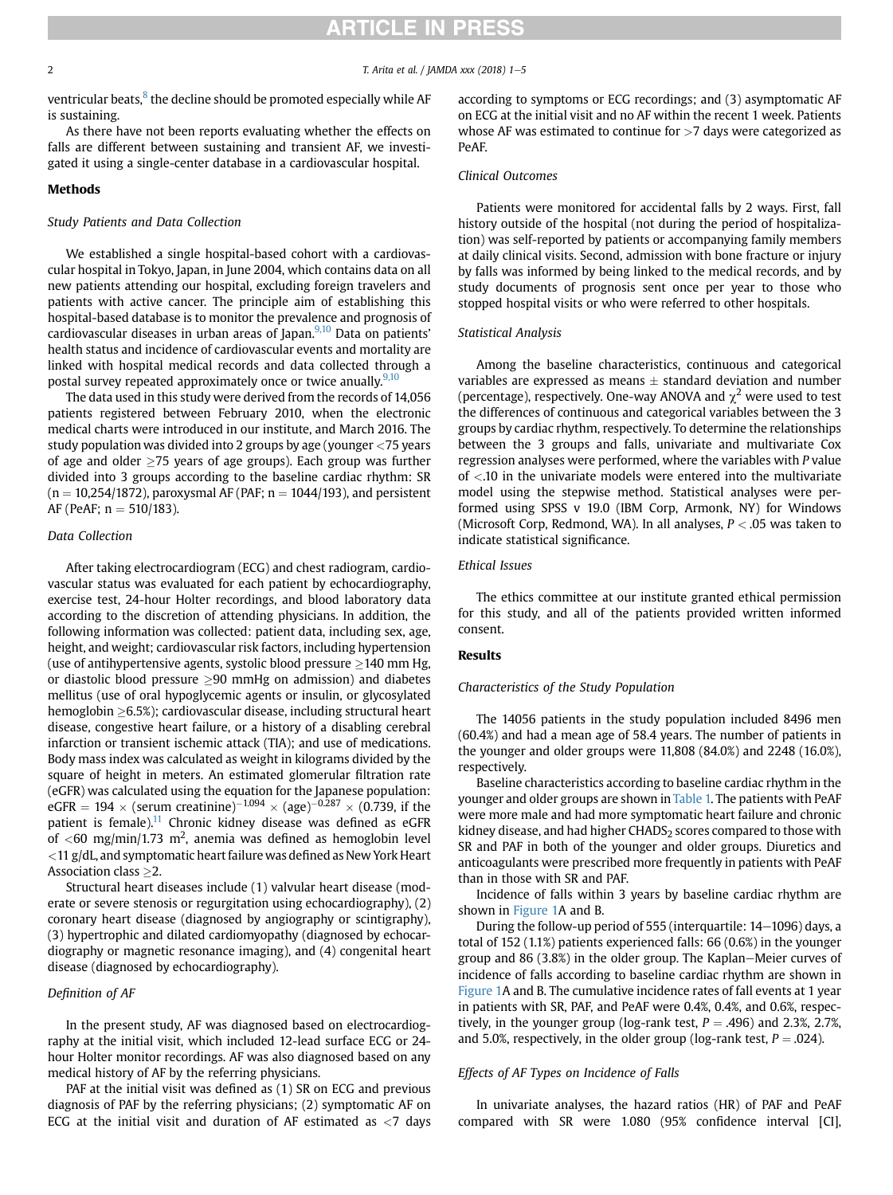ventricular beats,[8] the decline should be promoted especially while AF is sustaining.

As there have not been reports evaluating whether the effects on falls are different between sustaining and transient AF, we investigated it using a single-center database in a cardiovascular hospital.

## Methods

### Study Patients and Data Collection

We established a single hospital-based cohort with a cardiovascular hospital in Tokyo, Japan, in June 2004, which contains data on all new patients attending our hospital, excluding foreign travelers and patients with active cancer. The principle aim of establishing this hospital-based database is to monitor the prevalence and prognosis of cardiovascular diseases in urban areas of Japan.[9,10] Data on patients' health status and incidence of cardiovascular events and mortality are linked with hospital medical records and data collected through a postal survey repeated approximately once or twice anually.[9,10]

The data used in this study were derived from the records of 14,056 patients registered between February 2010, when the electronic medical charts were introduced in our institute, and March 2016. The study population was divided into 2 groups by age (younger <75 years of age and older ≥75 years of age groups). Each group was further divided into 3 groups according to the baseline cardiac rhythm: SR (n = 10,254/1872), paroxysmal AF (PAF; n = 1044/193), and persistent AF (PeAF; n = 510/183).

### Data Collection

After taking electrocardiogram (ECG) and chest radiogram, cardiovascular status was evaluated for each patient by echocardiography, exercise test, 24-hour Holter recordings, and blood laboratory data according to the discretion of attending physicians. In addition, the following information was collected: patient data, including sex, age, height, and weight; cardiovascular risk factors, including hypertension (use of antihypertensive agents, systolic blood pressure ≥140 mm Hg, or diastolic blood pressure ≥90 mmHg on admission) and diabetes mellitus (use of oral hypoglycemic agents or insulin, or glycosylated hemoglobin ≥6.5%); cardiovascular disease, including structural heart disease, congestive heart failure, or a history of a disabling cerebral infarction or transient ischemic attack (TIA); and use of medications. Body mass index was calculated as weight in kilograms divided by the square of height in meters. An estimated glomerular filtration rate (eGFR) was calculated using the equation for the Japanese population: eGFR = 194 × (serum creatinine)$^{-1.094}$ × (age)$^{-0.287}$ × (0.739, if the patient is female).[11] Chronic kidney disease was defined as eGFR of <60 mg/min/1.73 m$^2$, anemia was defined as hemoglobin level <11 g/dL, and symptomatic heart failure was defined as New York Heart Association class ≥2.

Structural heart diseases include (1) valvular heart disease (moderate or severe stenosis or regurgitation using echocardiography), (2) coronary heart disease (diagnosed by angiography or scintigraphy), (3) hypertrophic and dilated cardiomyopathy (diagnosed by echocardiography or magnetic resonance imaging), and (4) congenital heart disease (diagnosed by echocardiography).

### Definition of AF

In the present study, AF was diagnosed based on electrocardiography at the initial visit, which included 12-lead surface ECG or 24-hour Holter monitor recordings. AF was also diagnosed based on any medical history of AF by the referring physicians.

PAF at the initial visit was defined as (1) SR on ECG and previous diagnosis of PAF by the referring physicians; (2) symptomatic AF on ECG at the initial visit and duration of AF estimated as <7 days according to symptoms or ECG recordings; and (3) asymptomatic AF on ECG at the initial visit and no AF within the recent 1 week. Patients whose AF was estimated to continue for >7 days were categorized as PeAF.

### Clinical Outcomes

Patients were monitored for accidental falls by 2 ways. First, fall history outside of the hospital (not during the period of hospitalization) was self-reported by patients or accompanying family members at daily clinical visits. Second, admission with bone fracture or injury by falls was informed by being linked to the medical records, and by study documents of prognosis sent once per year to those who stopped hospital visits or who were referred to other hospitals.

### Statistical Analysis

Among the baseline characteristics, continuous and categorical variables are expressed as means ± standard deviation and number (percentage), respectively. One-way ANOVA and $\chi^2$ were used to test the differences of continuous and categorical variables between the 3 groups by cardiac rhythm, respectively. To determine the relationships between the 3 groups and falls, univariate and multivariate Cox regression analyses were performed, where the variables with $P$ value of <.10 in the univariate models were entered into the multivariate model using the stepwise method. Statistical analyses were performed using SPSS v 19.0 (IBM Corp, Armonk, NY) for Windows (Microsoft Corp, Redmond, WA). In all analyses, $P < .05$ was taken to indicate statistical significance.

### Ethical Issues

The ethics committee at our institute granted ethical permission for this study, and all of the patients provided written informed consent.

## Results

### Characteristics of the Study Population

The 14056 patients in the study population included 8496 men (60.4%) and had a mean age of 58.4 years. The number of patients in the younger and older groups were 11,808 (84.0%) and 2248 (16.0%), respectively.

Baseline characteristics according to baseline cardiac rhythm in the younger and older groups are shown in Table 1. The patients with PeAF were more male and had more symptomatic heart failure and chronic kidney disease, and had higher $CHADS_2$ scores compared to those with SR and PAF in both of the younger and older groups. Diuretics and anticoagulants were prescribed more frequently in patients with PeAF than in those with SR and PAF.

Incidence of falls within 3 years by baseline cardiac rhythm are shown in Figure 1A and B.

During the follow-up period of 555 (interquartile: 14–1096) days, a total of 152 (1.1%) patients experienced falls: 66 (0.6%) in the younger group and 86 (3.8%) in the older group. The Kaplan–Meier curves of incidence of falls according to baseline cardiac rhythm are shown in Figure 1A and B. The cumulative incidence rates of fall events at 1 year in patients with SR, PAF, and PeAF were 0.4%, 0.4%, and 0.6%, respectively, in the younger group (log-rank test, $P = .496$) and 2.3%, 2.7%, and 5.0%, respectively, in the older group (log-rank test, $P = .024$).

### Effects of AF Types on Incidence of Falls

In univariate analyses, the hazard ratios (HR) of PAF and PeAF compared with SR were 1.080 (95% confidence interval [CI],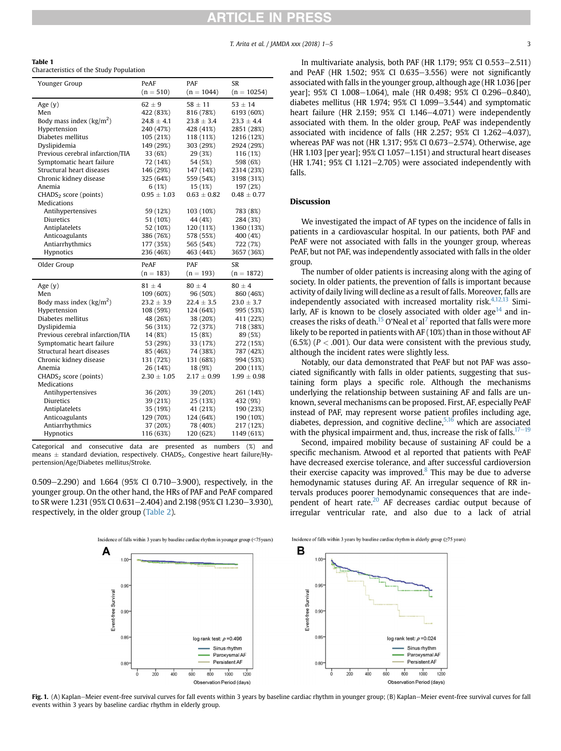**Table 1**
Characteristics of the Study Population

| Younger Group | PeAF (n = 510) | PAF (n = 1044) | SR (n = 10254) |
|---|---|---|---|
| Age (y) | 62 ± 9 | 58 ± 11 | 53 ± 14 |
| Men | 422 (83%) | 816 (78%) | 6193 (60%) |
| Body mass index (kg/m$^2$) | 24.8 ± 4.1 | 23.8 ± 3.4 | 23.3 ± 4.4 |
| Hypertension | 240 (47%) | 428 (41%) | 2851 (28%) |
| Diabetes mellitus | 105 (21%) | 118 (11%) | 1216 (12%) |
| Dyslipidemia | 149 (29%) | 303 (29%) | 2924 (29%) |
| Previous cerebral infarction/TIA | 33 (6%) | 29 (3%) | 116 (1%) |
| Symptomatic heart failure | 72 (14%) | 54 (5%) | 598 (6%) |
| Structural heart diseases | 146 (29%) | 147 (14%) | 2314 (23%) |
| Chronic kidney disease | 325 (64%) | 559 (54%) | 3198 (31%) |
| Anemia | 6 (1%) | 15 (1%) | 197 (2%) |
| CHADS$_2$ score (points) | 0.95 ± 1.03 | 0.63 ± 0.82 | 0.48 ± 0.77 |
| Medications | | | |
| Antihypertensives | 59 (12%) | 103 (10%) | 783 (8%) |
| Diuretics | 51 (10%) | 44 (4%) | 284 (3%) |
| Antiplatelets | 52 (10%) | 120 (11%) | 1360 (13%) |
| Anticoagulants | 386 (76%) | 578 (55%) | 400 (4%) |
| Antiarrhythmics | 177 (35%) | 565 (54%) | 722 (7%) |
| Hypnotics | 236 (46%) | 463 (44%) | 3657 (36%) |
| **Older Group** | **PeAF (n = 183)** | **PAF (n = 193)** | **SR (n = 1872)** |
| Age (y) | 81 ± 4 | 80 ± 4 | 80 ± 4 |
| Men | 109 (60%) | 96 (50%) | 860 (46%) |
| Body mass index (kg/m$^2$) | 23.2 ± 3.9 | 22.4 ± 3.5 | 23.0 ± 3.7 |
| Hypertension | 108 (59%) | 124 (64%) | 995 (53%) |
| Diabetes mellitus | 48 (26%) | 38 (20%) | 411 (22%) |
| Dyslipidemia | 56 (31%) | 72 (37%) | 718 (38%) |
| Previous cerebral infarction/TIA | 14 (8%) | 15 (8%) | 89 (5%) |
| Symptomatic heart failure | 53 (29%) | 33 (17%) | 272 (15%) |
| Structural heart diseases | 85 (46%) | 74 (38%) | 787 (42%) |
| Chronic kidney disease | 131 (72%) | 131 (68%) | 994 (53%) |
| Anemia | 26 (14%) | 18 (9%) | 200 (11%) |
| CHADS$_2$ score (points) | 2.30 ± 1.05 | 2.17 ± 0.99 | 1.99 ± 0.98 |
| Medications | | | |
| Antihypertensives | 36 (20%) | 39 (20%) | 261 (14%) |
| Diuretics | 39 (21%) | 25 (13%) | 432 (9%) |
| Antiplatelets | 35 (19%) | 41 (21%) | 190 (23%) |
| Anticoagulants | 129 (70%) | 124 (64%) | 190 (10%) |
| Antiarrhythmics | 37 (20%) | 78 (40%) | 217 (12%) |
| Hypnotics | 116 (63%) | 120 (62%) | 1149 (61%) |

Categorical and consecutive data are presented as numbers (%) and means ± standard deviation, respectively. CHADS$_2$, Congestive heart failure/Hypertension/Age/Diabetes mellitus/Stroke.

0.509–2.290) and 1.664 (95% CI 0.710–3.900), respectively, in the younger group. On the other hand, the HRs of PAF and PeAF compared to SR were 1.231 (95% CI 0.631–2.404) and 2.198 (95% CI 1.230–3.930), respectively, in the older group (Table 2).

In multivariate analysis, both PAF (HR 1.179; 95% CI 0.553–2.511) and PeAF (HR 1.502; 95% CI 0.635–3.556) were not significantly associated with falls in the younger group, although age (HR 1.036 [per year]; 95% CI 1.008–1.064), male (HR 0.498; 95% CI 0.296–0.840), diabetes mellitus (HR 1.974; 95% CI 1.099–3.544) and symptomatic heart failure (HR 2.159; 95% CI 1.146–4.071) were independently associated with them. In the older group, PeAF was independently associated with incidence of falls (HR 2.257; 95% CI 1.262–4.037), whereas PAF was not (HR 1.317; 95% CI 0.673–2.574). Otherwise, age (HR 1.103 [per year]; 95% CI 1.057–1.151) and structural heart diseases (HR 1.741; 95% CI 1.121–2.705) were associated independently with falls.

## Discussion

We investigated the impact of AF types on the incidence of falls in patients in a cardiovascular hospital. In our patients, both PAF and PeAF were not associated with falls in the younger group, whereas PeAF, but not PAF, was independently associated with falls in the older group.

The number of older patients is increasing along with the aging of society. In older patients, the prevention of falls is important because activity of daily living will decline as a result of falls. Moreover, falls are independently associated with increased mortality risk.[4,12,13] Similarly, AF is known to be closely associated with older age[14] and increases the risks of death.[15] O'Neal et al[7] reported that falls were more likely to be reported in patients with AF (10%) than in those without AF (6.5%) ($P < .001$). Our data were consistent with the previous study, although the incident rates were slightly less.

Notably, our data demonstrated that PeAF but not PAF was associated significantly with falls in older patients, suggesting that sustaining form plays a specific role. Although the mechanisms underlying the relationship between sustaining AF and falls are unknown, several mechanisms can be proposed. First, AF, especially PeAF instead of PAF, may represent worse patient profiles including age, diabetes, depression, and cognitive decline,[5,16] which are associated with the physical impairment and, thus, increase the risk of falls.[17–19]

Second, impaired mobility because of sustaining AF could be a specific mechanism. Atwood et al reported that patients with PeAF have decreased exercise tolerance, and after successful cardioversion their exercise capacity was improved.[8] This may be due to adverse hemodynamic statuses during AF. An irregular sequence of RR intervals produces poorer hemodynamic consequences that are independent of heart rate.[20] AF decreases cardiac output because of irregular ventricular rate, and also due to a lack of atrial

**Fig. 1.** (A) Kaplan–Meier event-free survival curves for fall events within 3 years by baseline cardiac rhythm in younger group; (B) Kaplan–Meier event-free survival curves for fall events within 3 years by baseline cardiac rhythm in elderly group.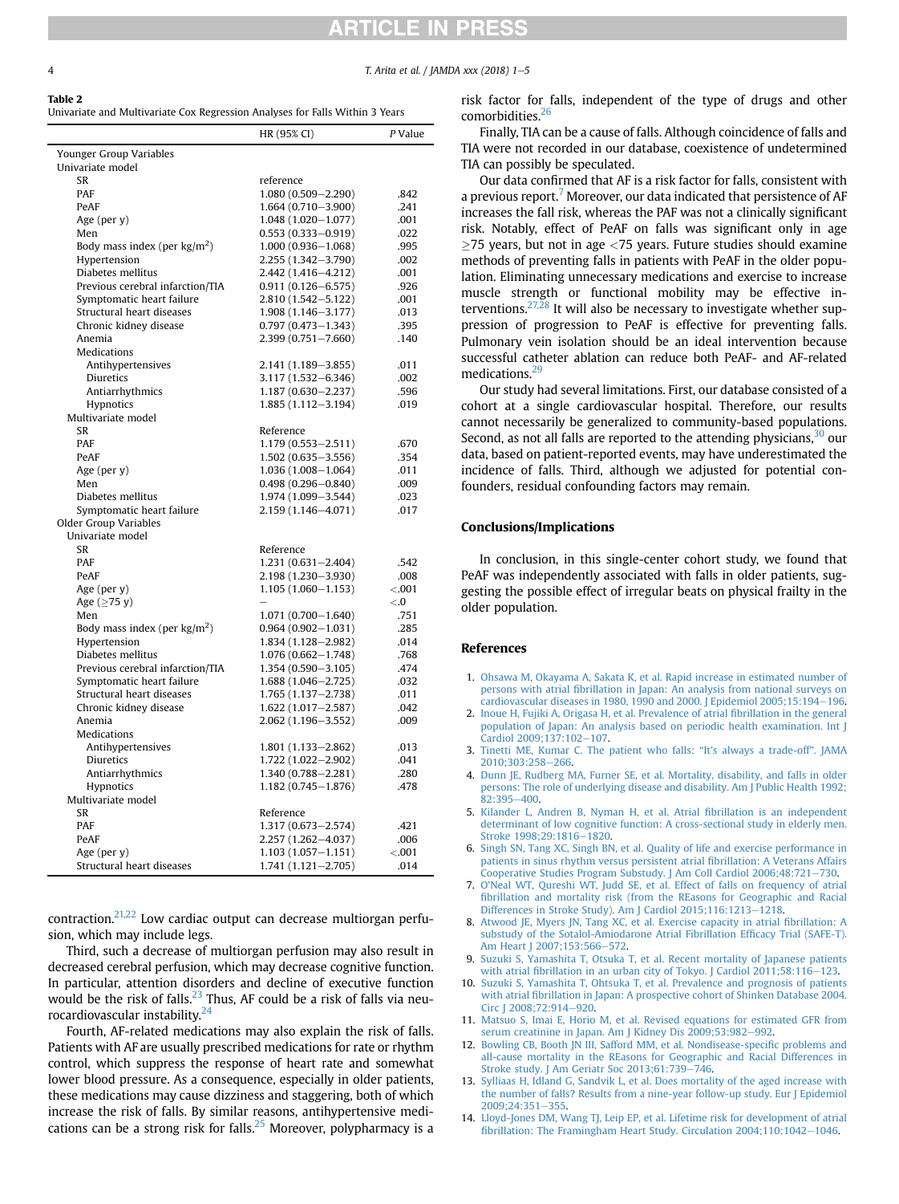**Table 2**
Univariate and Multivariate Cox Regression Analyses for Falls Within 3 Years

| | HR (95% CI) | P Value |
|---|---|---|
| Younger Group Variables | | |
| Univariate model | | |
| SR | reference | |
| PAF | 1.080 (0.509–2.290) | .842 |
| PeAF | 1.664 (0.710–3.900) | .241 |
| Age (per y) | 1.048 (1.020–1.077) | .001 |
| Men | 0.553 (0.333–0.919) | .022 |
| Body mass index (per kg/m$^2$) | 1.000 (0.936–1.068) | .995 |
| Hypertension | 2.255 (1.342–3.790) | .002 |
| Diabetes mellitus | 2.442 (1.416–4.212) | .001 |
| Previous cerebral infarction/TIA | 0.911 (0.126–6.575) | .926 |
| Symptomatic heart failure | 2.810 (1.542–5.122) | .001 |
| Structural heart diseases | 1.908 (1.146–3.177) | .013 |
| Chronic kidney disease | 0.797 (0.473–1.343) | .395 |
| Anemia | 2.399 (0.751–7.660) | .140 |
| Medications | | |
| Antihypertensives | 2.141 (1.189–3.855) | .011 |
| Diuretics | 3.117 (1.532–6.346) | .002 |
| Antiarrhythmics | 1.187 (0.630–2.237) | .596 |
| Hypnotics | 1.885 (1.112–3.194) | .019 |
| Multivariate model | | |
| SR | Reference | |
| PAF | 1.179 (0.553–2.511) | .670 |
| PeAF | 1.502 (0.635–3.556) | .354 |
| Age (per y) | 1.036 (1.008–1.064) | .011 |
| Men | 0.498 (0.296–0.840) | .009 |
| Diabetes mellitus | 1.974 (1.099–3.544) | .023 |
| Symptomatic heart failure | 2.159 (1.146–4.071) | .017 |
| Older Group Variables | | |
| Univariate model | | |
| SR | Reference | |
| PAF | 1.231 (0.631–2.404) | .542 |
| PeAF | 2.198 (1.230–3.930) | .008 |
| Age (per y) | 1.105 (1.060–1.153) | <.001 |
| Age (≥75 y) | – | <.0 |
| Men | 1.071 (0.700–1.640) | .751 |
| Body mass index (per kg/m$^2$) | 0.964 (0.902–1.031) | .285 |
| Hypertension | 1.834 (1.128–2.982) | .014 |
| Diabetes mellitus | 1.076 (0.662–1.748) | .768 |
| Previous cerebral infarction/TIA | 1.354 (0.590–3.105) | .474 |
| Symptomatic heart failure | 1.688 (1.046–2.725) | .032 |
| Structural heart diseases | 1.765 (1.137–2.738) | .011 |
| Chronic kidney disease | 1.622 (1.017–2.587) | .042 |
| Anemia | 2.062 (1.196–3.552) | .009 |
| Medications | | |
| Antihypertensives | 1.801 (1.133–2.862) | .013 |
| Diuretics | 1.722 (1.022–2.902) | .041 |
| Antiarrhythmics | 1.340 (0.788–2.281) | .280 |
| Hypnotics | 1.182 (0.745–1.876) | .478 |
| Multivariate model | | |
| SR | Reference | |
| PAF | 1.317 (0.673–2.574) | .421 |
| PeAF | 2.257 (1.262–4.037) | .006 |
| Age (per y) | 1.103 (1.057–1.151) | <.001 |
| Structural heart diseases | 1.741 (1.121–2.705) | .014 |

contraction.[21,22] Low cardiac output can decrease multiorgan perfusion, which may include legs.

Third, such a decrease of multiorgan perfusion may also result in decreased cerebral perfusion, which may decrease cognitive function. In particular, attention disorders and decline of executive function would be the risk of falls.[23] Thus, AF could be a risk of falls via neurocardiovascular instability.[24]

Fourth, AF-related medications may also explain the risk of falls. Patients with AF are usually prescribed medications for rate or rhythm control, which suppress the response of heart rate and somewhat lower blood pressure. As a consequence, especially in older patients, these medications may cause dizziness and staggering, both of which increase the risk of falls. By similar reasons, antihypertensive medications can be a strong risk for falls.[25] Moreover, polypharmacy is a risk factor for falls, independent of the type of drugs and other comorbidities.[26]

Finally, TIA can be a cause of falls. Although coincidence of falls and TIA were not recorded in our database, coexistence of undetermined TIA can possibly be speculated.

Our data confirmed that AF is a risk factor for falls, consistent with a previous report.[7] Moreover, our data indicated that persistence of AF increases the fall risk, whereas the PAF was not a clinically significant risk. Notably, effect of PeAF on falls was significant only in age ≥75 years, but not in age <75 years. Future studies should examine methods of preventing falls in patients with PeAF in the older population. Eliminating unnecessary medications and exercise to increase muscle strength or functional mobility may be effective interventions.[27,28] It will also be necessary to investigate whether suppression of progression to PeAF is effective for preventing falls. Pulmonary vein isolation should be an ideal intervention because successful catheter ablation can reduce both PeAF- and AF-related medications.[29]

Our study had several limitations. First, our database consisted of a cohort at a single cardiovascular hospital. Therefore, our results cannot necessarily be generalized to community-based populations. Second, as not all falls are reported to the attending physicians,[30] our data, based on patient-reported events, may have underestimated the incidence of falls. Third, although we adjusted for potential confounders, residual confounding factors may remain.

## Conclusions/Implications

In conclusion, in this single-center cohort study, we found that PeAF was independently associated with falls in older patients, suggesting the possible effect of irregular beats on physical frailty in the older population.

## References

1. Ohsawa M, Okayama A, Sakata K, et al. Rapid increase in estimated number of persons with atrial fibrillation in Japan: An analysis from national surveys on cardiovascular diseases in 1980, 1990 and 2000. J Epidemiol 2005;15:194–196.
2. Inoue H, Fujiki A, Origasa H, et al. Prevalence of atrial fibrillation in the general population of Japan: An analysis based on periodic health examination. Int J Cardiol 2009;137:102–107.
3. Tinetti ME, Kumar C. The patient who falls: "It's always a trade-off". JAMA 2010;303:258–266.
4. Dunn JE, Rudberg MA, Furner SE, et al. Mortality, disability, and falls in older persons: The role of underlying disease and disability. Am J Public Health 1992;82:395–400.
5. Kilander L, Andren B, Nyman H, et al. Atrial fibrillation is an independent determinant of low cognitive function: A cross-sectional study in elderly men. Stroke 1998;29:1816–1820.
6. Singh SN, Tang XC, Singh BN, et al. Quality of life and exercise performance in patients in sinus rhythm versus persistent atrial fibrillation: A Veterans Affairs Cooperative Studies Program Substudy. J Am Coll Cardiol 2006;48:721–730.
7. O'Neal WT, Qureshi WT, Judd SE, et al. Effect of falls on frequency of atrial fibrillation and mortality risk (from the REasons for Geographic and Racial Differences in Stroke Study). Am J Cardiol 2015;116:1213–1218.
8. Atwood JE, Myers JN, Tang XC, et al. Exercise capacity in atrial fibrillation: A substudy of the Sotalol-Amiodarone Atrial Fibrillation Efficacy Trial (SAFE-T). Am Heart J 2007;153:566–572.
9. Suzuki S, Yamashita T, Otsuka T, et al. Recent mortality of Japanese patients with atrial fibrillation in an urban city of Tokyo. J Cardiol 2011;58:116–123.
10. Suzuki S, Yamashita T, Ohtsuka T, et al. Prevalence and prognosis of patients with atrial fibrillation in Japan: A prospective cohort of Shinken Database 2004. Circ J 2008;72:914–920.
11. Matsuo S, Imai E, Horio M, et al. Revised equations for estimated GFR from serum creatinine in Japan. Am J Kidney Dis 2009;53:982–992.
12. Bowling CB, Booth JN III, Safford MM, et al. Nondisease-specific problems and all-cause mortality in the REasons for Geographic and Racial Differences in Stroke study. J Am Geriatr Soc 2013;61:739–746.
13. Sylliaas H, Idland G, Sandvik L, et al. Does mortality of the aged increase with the number of falls? Results from a nine-year follow-up study. Eur J Epidemiol 2009;24:351–355.
14. Lloyd-Jones DM, Wang TJ, Leip EP, et al. Lifetime risk for development of atrial fibrillation: The Framingham Heart Study. Circulation 2004;110:1042–1046.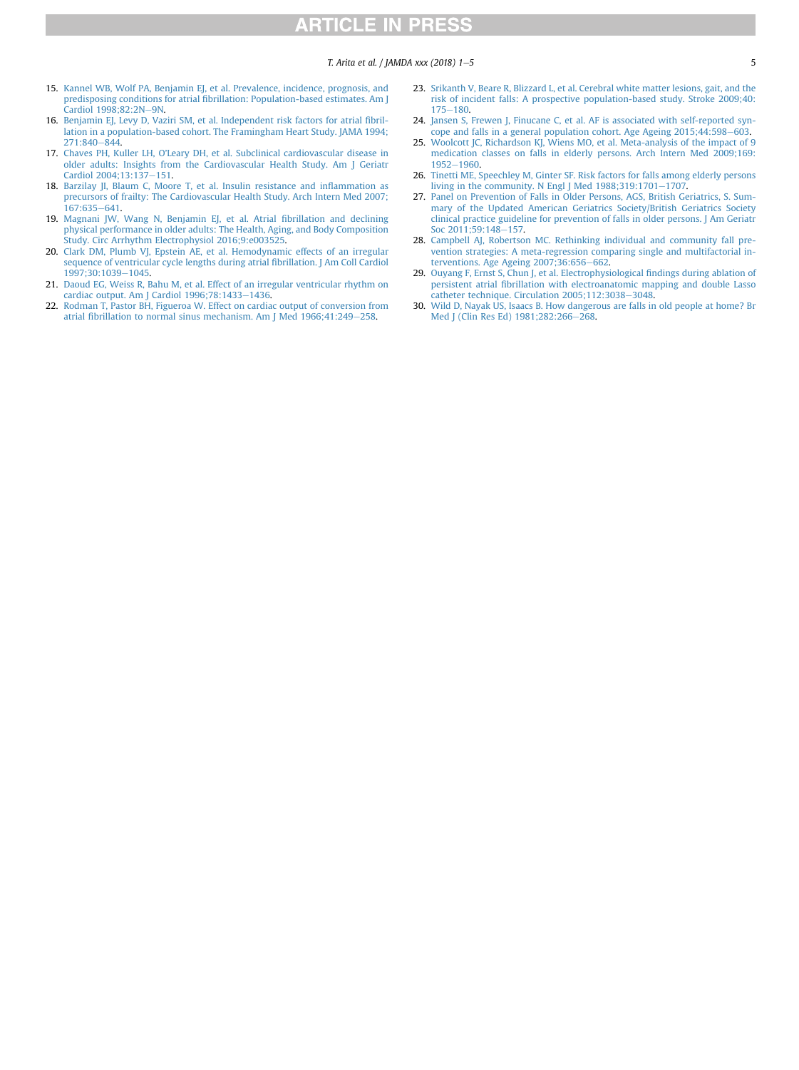15. Kannel WB, Wolf PA, Benjamin EJ, et al. Prevalence, incidence, prognosis, and predisposing conditions for atrial fibrillation: Population-based estimates. Am J Cardiol 1998;82:2N–9N.
16. Benjamin EJ, Levy D, Vaziri SM, et al. Independent risk factors for atrial fibrillation in a population-based cohort. The Framingham Heart Study. JAMA 1994; 271:840–844.
17. Chaves PH, Kuller LH, O'Leary DH, et al. Subclinical cardiovascular disease in older adults: Insights from the Cardiovascular Health Study. Am J Geriatr Cardiol 2004;13:137–151.
18. Barzilay JI, Blaum C, Moore T, et al. Insulin resistance and inflammation as precursors of frailty: The Cardiovascular Health Study. Arch Intern Med 2007; 167:635–641.
19. Magnani JW, Wang N, Benjamin EJ, et al. Atrial fibrillation and declining physical performance in older adults: The Health, Aging, and Body Composition Study. Circ Arrhythm Electrophysiol 2016;9:e003525.
20. Clark DM, Plumb VJ, Epstein AE, et al. Hemodynamic effects of an irregular sequence of ventricular cycle lengths during atrial fibrillation. J Am Coll Cardiol 1997;30:1039–1045.
21. Daoud EG, Weiss R, Bahu M, et al. Effect of an irregular ventricular rhythm on cardiac output. Am J Cardiol 1996;78:1433–1436.
22. Rodman T, Pastor BH, Figueroa W. Effect on cardiac output of conversion from atrial fibrillation to normal sinus mechanism. Am J Med 1966;41:249–258.
23. Srikanth V, Beare R, Blizzard L, et al. Cerebral white matter lesions, gait, and the risk of incident falls: A prospective population-based study. Stroke 2009;40: 175–180.
24. Jansen S, Frewen J, Finucane C, et al. AF is associated with self-reported syncope and falls in a general population cohort. Age Ageing 2015;44:598–603.
25. Woolcott JC, Richardson KJ, Wiens MO, et al. Meta-analysis of the impact of 9 medication classes on falls in elderly persons. Arch Intern Med 2009;169: 1952–1960.
26. Tinetti ME, Speechley M, Ginter SF. Risk factors for falls among elderly persons living in the community. N Engl J Med 1988;319:1701–1707.
27. Panel on Prevention of Falls in Older Persons, AGS, British Geriatrics, S. Summary of the Updated American Geriatrics Society/British Geriatrics Society clinical practice guideline for prevention of falls in older persons. J Am Geriatr Soc 2011;59:148–157.
28. Campbell AJ, Robertson MC. Rethinking individual and community fall prevention strategies: A meta-regression comparing single and multifactorial interventions. Age Ageing 2007;36:656–662.
29. Ouyang F, Ernst S, Chun J, et al. Electrophysiological findings during ablation of persistent atrial fibrillation with electroanatomic mapping and double Lasso catheter technique. Circulation 2005;112:3038–3048.
30. Wild D, Nayak US, Isaacs B. How dangerous are falls in old people at home? Br Med J (Clin Res Ed) 1981;282:266–268.